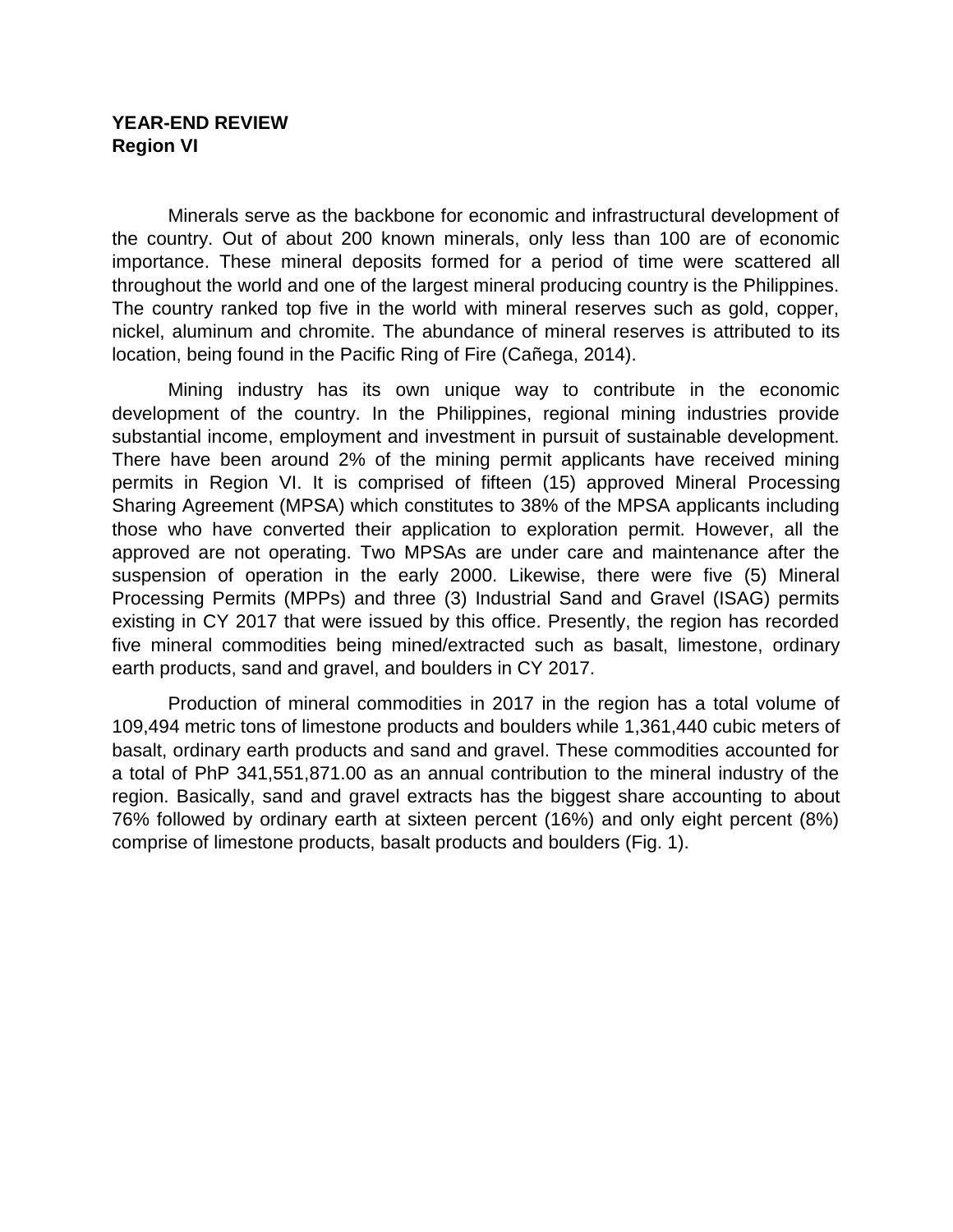**YEAR-END REVIEW**
**Region VI**

Minerals serve as the backbone for economic and infrastructural development of the country. Out of about 200 known minerals, only less than 100 are of economic importance. These mineral deposits formed for a period of time were scattered all throughout the world and one of the largest mineral producing country is the Philippines. The country ranked top five in the world with mineral reserves such as gold, copper, nickel, aluminum and chromite. The abundance of mineral reserves is attributed to its location, being found in the Pacific Ring of Fire (Cañega, 2014).

Mining industry has its own unique way to contribute in the economic development of the country. In the Philippines, regional mining industries provide substantial income, employment and investment in pursuit of sustainable development. There have been around 2% of the mining permit applicants have received mining permits in Region VI. It is comprised of fifteen (15) approved Mineral Processing Sharing Agreement (MPSA) which constitutes to 38% of the MPSA applicants including those who have converted their application to exploration permit. However, all the approved are not operating. Two MPSAs are under care and maintenance after the suspension of operation in the early 2000. Likewise, there were five (5) Mineral Processing Permits (MPPs) and three (3) Industrial Sand and Gravel (ISAG) permits existing in CY 2017 that were issued by this office. Presently, the region has recorded five mineral commodities being mined/extracted such as basalt, limestone, ordinary earth products, sand and gravel, and boulders in CY 2017.

Production of mineral commodities in 2017 in the region has a total volume of 109,494 metric tons of limestone products and boulders while 1,361,440 cubic meters of basalt, ordinary earth products and sand and gravel. These commodities accounted for a total of PhP 341,551,871.00 as an annual contribution to the mineral industry of the region. Basically, sand and gravel extracts has the biggest share accounting to about 76% followed by ordinary earth at sixteen percent (16%) and only eight percent (8%) comprise of limestone products, basalt products and boulders (Fig. 1).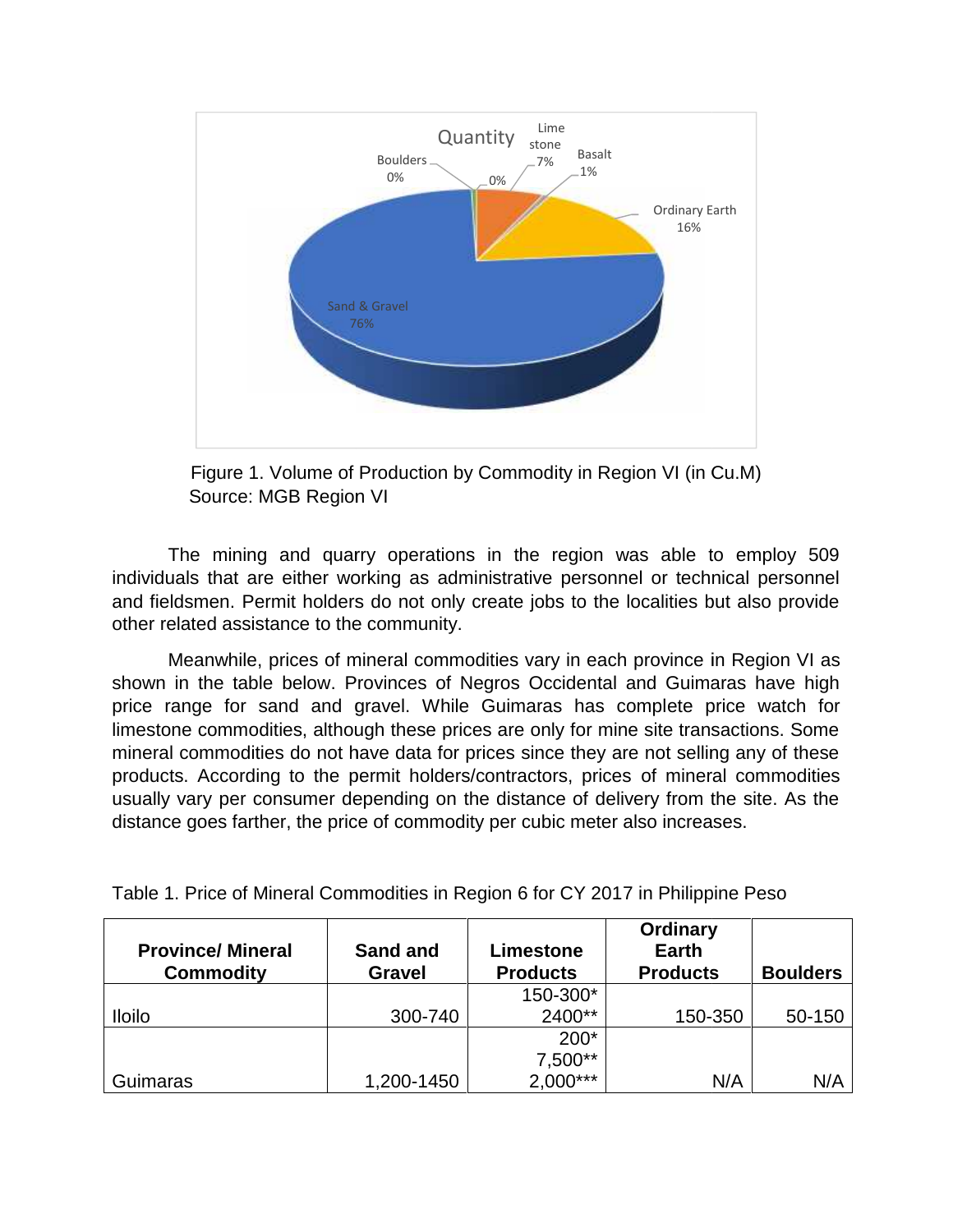Figure 1. Volume of Production by Commodity in Region VI (in Cu.M)
Source: MGB Region VI

The mining and quarry operations in the region was able to employ 509 individuals that are either working as administrative personnel or technical personnel and fieldsmen. Permit holders do not only create jobs to the localities but also provide other related assistance to the community.

Meanwhile, prices of mineral commodities vary in each province in Region VI as shown in the table below. Provinces of Negros Occidental and Guimaras have high price range for sand and gravel. While Guimaras has complete price watch for limestone commodities, although these prices are only for mine site transactions. Some mineral commodities do not have data for prices since they are not selling any of these products. According to the permit holders/contractors, prices of mineral commodities usually vary per consumer depending on the distance of delivery from the site. As the distance goes farther, the price of commodity per cubic meter also increases.

Table 1. Price of Mineral Commodities in Region 6 for CY 2017 in Philippine Peso

| Province/ Mineral Commodity | Sand and Gravel | Limestone Products | Ordinary Earth Products | Boulders |
|---|---|---|---|---|
| Iloilo | 300-740 | 150-300* 2400** | 150-350 | 50-150 |
| Guimaras | 1,200-1450 | 200* 7,500** 2,000*** | N/A | N/A |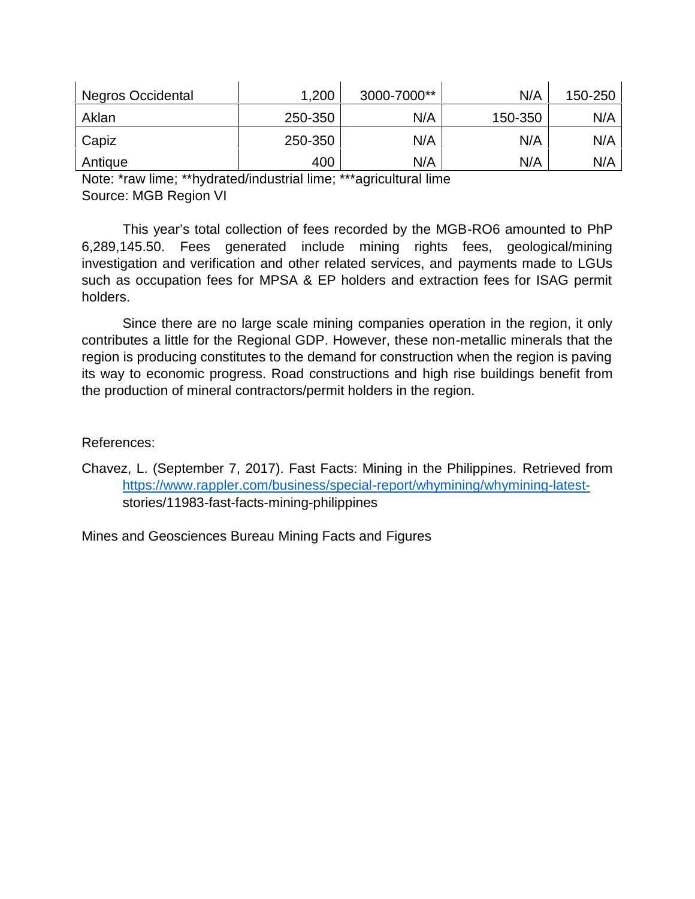| | | | | |
|---|---|---|---|---|
| Negros Occidental | 1,200 | 3000-7000** | N/A | 150-250 |
| Aklan | 250-350 | N/A | 150-350 | N/A |
| Capiz | 250-350 | N/A | N/A | N/A |
| Antique | 400 | N/A | N/A | N/A |

Note: *raw lime; **hydrated/industrial lime; ***agricultural lime
Source: MGB Region VI

This year's total collection of fees recorded by the MGB-RO6 amounted to PhP 6,289,145.50. Fees generated include mining rights fees, geological/mining investigation and verification and other related services, and payments made to LGUs such as occupation fees for MPSA & EP holders and extraction fees for ISAG permit holders.

Since there are no large scale mining companies operation in the region, it only contributes a little for the Regional GDP. However, these non-metallic minerals that the region is producing constitutes to the demand for construction when the region is paving its way to economic progress. Road constructions and high rise buildings benefit from the production of mineral contractors/permit holders in the region.

References:

Chavez, L. (September 7, 2017). Fast Facts: Mining in the Philippines. Retrieved from https://www.rappler.com/business/special-report/whymining/whymining-latest-stories/11983-fast-facts-mining-philippines

Mines and Geosciences Bureau Mining Facts and Figures